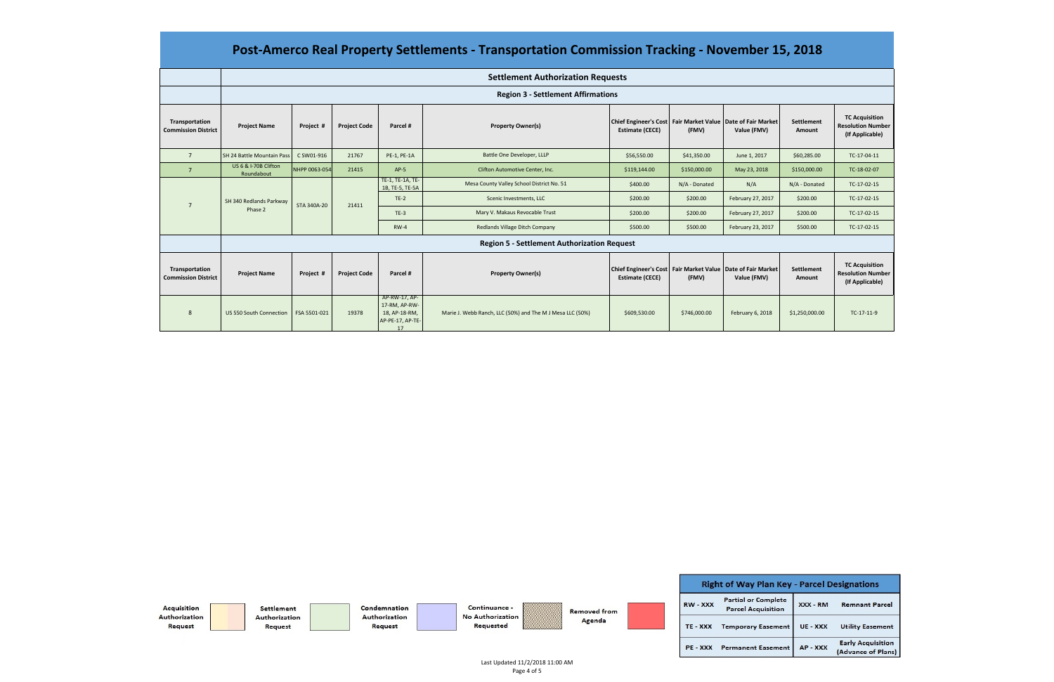# Post-Amerco Real Property Settlements - Transportation Commission Tracking - November 15, 2018

## Settlement Authorization Requests

### Region 3 - Settlement Affirmations

| Transportation Commission District | Project Name | Project # | Project Code | Parcel # | Property Owner(s) | Chief Engineer's Cost Estimate (CECE) | Fair Market Value (FMV) | Date of Fair Market Value (FMV) | Settlement Amount | TC Acquisition Resolution Number (If Applicable) |
|---|---|---|---|---|---|---|---|---|---|---|
| 7 | SH 24 Battle Mountain Pass | C SW01-916 | 21767 | PE-1, PE-1A | Battle One Developer, LLLP | $56,550.00 | $41,350.00 | June 1, 2017 | $60,285.00 | TC-17-04-11 |
| 7 | US 6 & I-70B Clifton Roundabout | NHPP 0063-054 | 21415 | AP-5 | Clifton Automotive Center, Inc. | $119,144.00 | $150,000.00 | May 23, 2018 | $150,000.00 | TC-18-02-07 |
| 7 | SH 340 Redlands Parkway Phase 2 | STA 340A-20 | 21411 | TE-1, TE-1A, TE-1B, TE-5, TE-5A | Mesa County Valley School District No. 51 | $400.00 | N/A - Donated | N/A | N/A - Donated | TC-17-02-15 |
| | | | | TE-2 | Scenic Investments, LLC | $200.00 | $200.00 | February 27, 2017 | $200.00 | TC-17-02-15 |
| | | | | TE-3 | Mary V. Makaus Revocable Trust | $200.00 | $200.00 | February 27, 2017 | $200.00 | TC-17-02-15 |
| | | | | RW-4 | Redlands Village Ditch Company | $500.00 | $500.00 | February 23, 2017 | $500.00 | TC-17-02-15 |

### Region 5 - Settlement Authorization Request

| Transportation Commission District | Project Name | Project # | Project Code | Parcel # | Property Owner(s) | Chief Engineer's Cost Estimate (CECE) | Fair Market Value (FMV) | Date of Fair Market Value (FMV) | Settlement Amount | TC Acquisition Resolution Number (If Applicable) |
|---|---|---|---|---|---|---|---|---|---|---|
| 8 | US 550 South Connection | FSA 5501-021 | 19378 | AP-RW-17, AP-17-RM, AP-RW-18, AP-18-RM, AP-PE-17, AP-TE-17 | Marie J. Webb Ranch, LLC (50%) and The M J Mesa LLC (50%) | $609,530.00 | $746,000.00 | February 6, 2018 | $1,250,000.00 | TC-17-11-9 |

Acquisition Authorization Request | Settlement Authorization Request | Condemnation Authorization Request | Continuance - No Authorization Requested | Removed from Agenda

| Right of Way Plan Key - Parcel Designations | | | |
|---|---|---|---|
| RW - XXX | Partial or Complete Parcel Acquisition | XXX - RM | Remnant Parcel |
| TE - XXX | Temporary Easement | UE - XXX | Utility Easement |
| PE - XXX | Permanent Easement | AP - XXX | Early Acquisition (Advance of Plans) |

Last Updated 11/2/2018 11:00 AM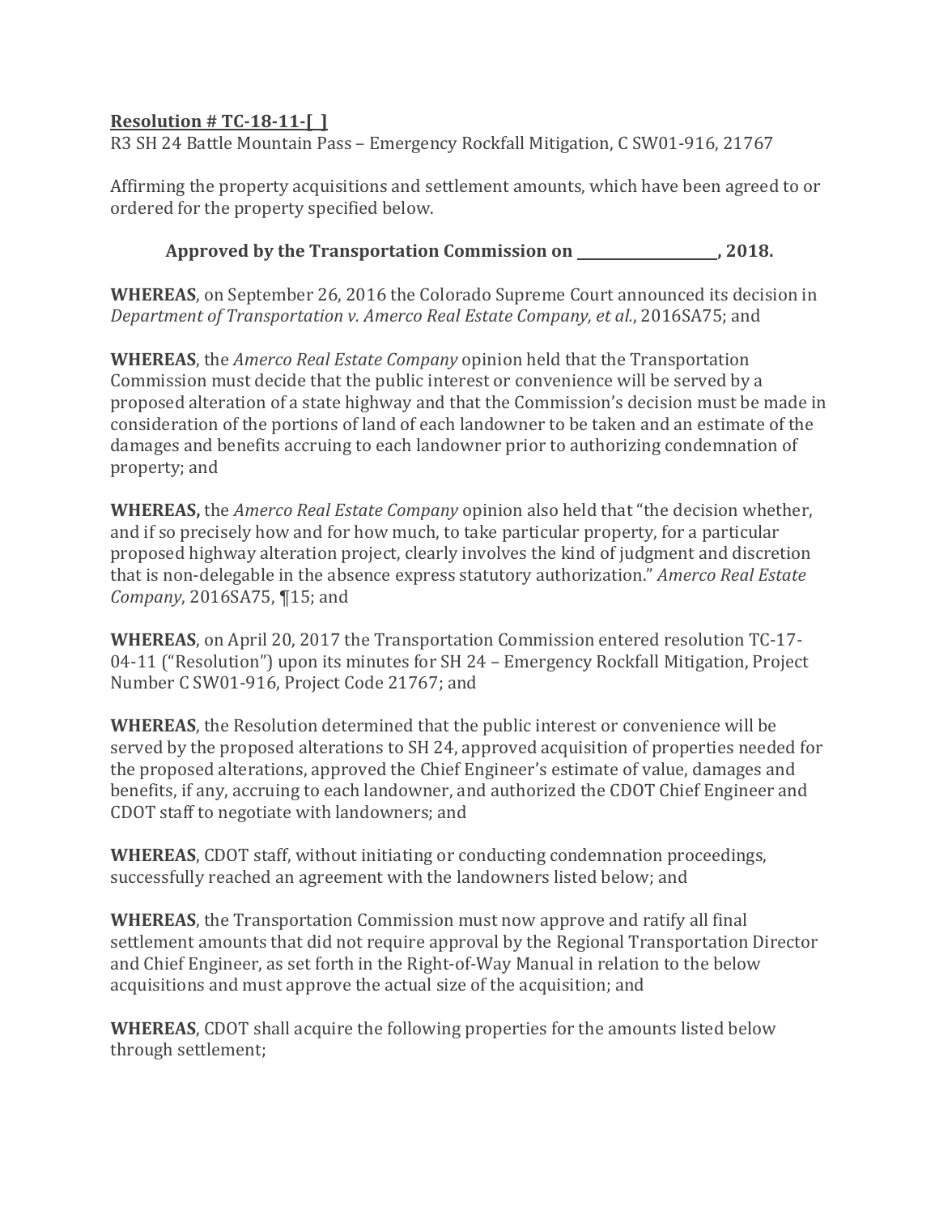**Resolution # TC-18-11-[ ]**

R3 SH 24 Battle Mountain Pass – Emergency Rockfall Mitigation, C SW01-916, 21767

Affirming the property acquisitions and settlement amounts, which have been agreed to or ordered for the property specified below.

**Approved by the Transportation Commission on \_\_\_\_\_\_\_\_\_\_\_\_\_\_\_\_\_\_\_\_, 2018.**

**WHEREAS**, on September 26, 2016 the Colorado Supreme Court announced its decision in *Department of Transportation v. Amerco Real Estate Company, et al.*, 2016SA75; and

**WHEREAS**, the *Amerco Real Estate Company* opinion held that the Transportation Commission must decide that the public interest or convenience will be served by a proposed alteration of a state highway and that the Commission's decision must be made in consideration of the portions of land of each landowner to be taken and an estimate of the damages and benefits accruing to each landowner prior to authorizing condemnation of property; and

**WHEREAS,** the *Amerco Real Estate Company* opinion also held that "the decision whether, and if so precisely how and for how much, to take particular property, for a particular proposed highway alteration project, clearly involves the kind of judgment and discretion that is non-delegable in the absence express statutory authorization." *Amerco Real Estate Company*, 2016SA75, ¶15; and

**WHEREAS**, on April 20, 2017 the Transportation Commission entered resolution TC-17-04-11 ("Resolution") upon its minutes for SH 24 – Emergency Rockfall Mitigation, Project Number C SW01-916, Project Code 21767; and

**WHEREAS**, the Resolution determined that the public interest or convenience will be served by the proposed alterations to SH 24, approved acquisition of properties needed for the proposed alterations, approved the Chief Engineer's estimate of value, damages and benefits, if any, accruing to each landowner, and authorized the CDOT Chief Engineer and CDOT staff to negotiate with landowners; and

**WHEREAS**, CDOT staff, without initiating or conducting condemnation proceedings, successfully reached an agreement with the landowners listed below; and

**WHEREAS**, the Transportation Commission must now approve and ratify all final settlement amounts that did not require approval by the Regional Transportation Director and Chief Engineer, as set forth in the Right-of-Way Manual in relation to the below acquisitions and must approve the actual size of the acquisition; and

**WHEREAS**, CDOT shall acquire the following properties for the amounts listed below through settlement;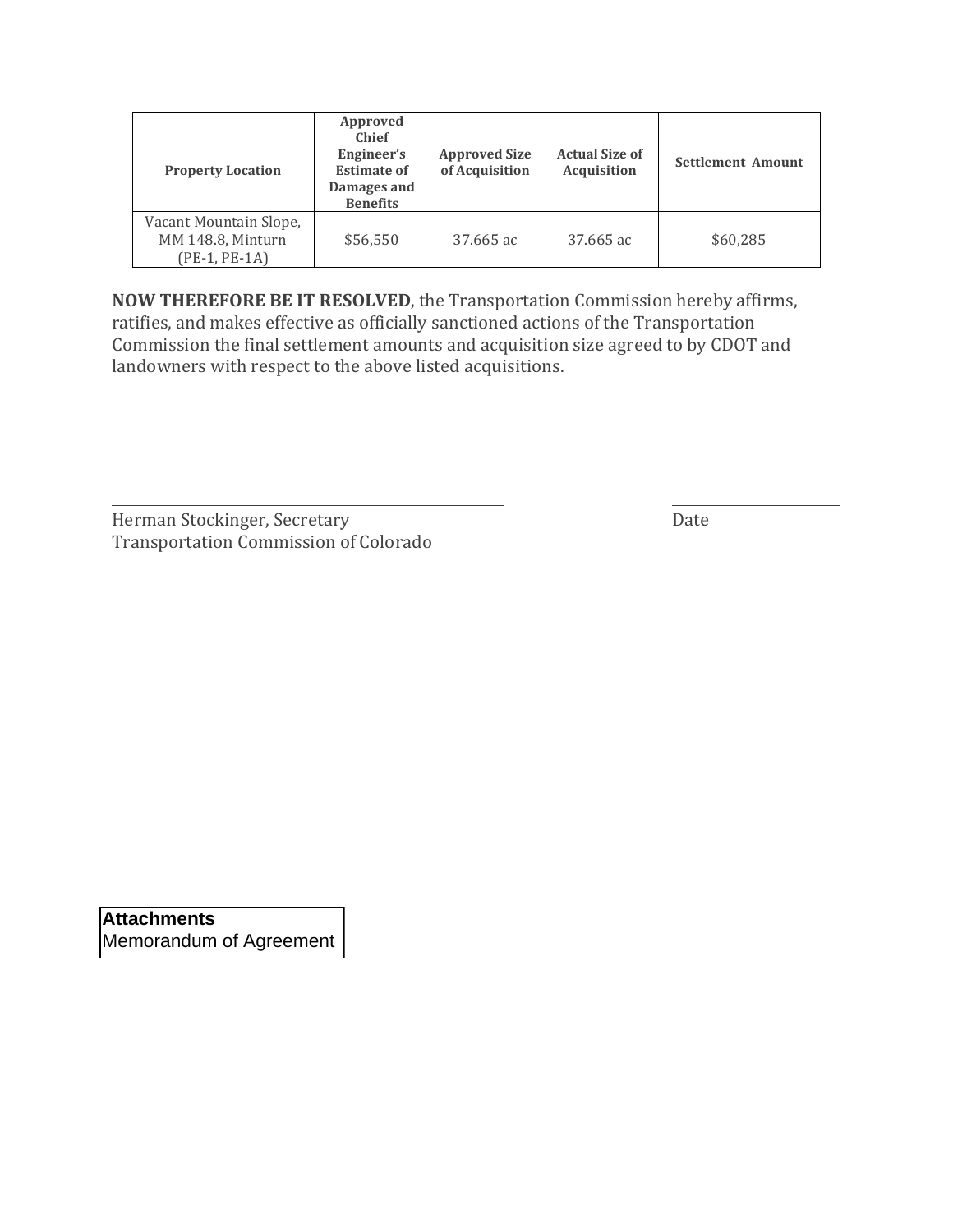| Property Location | Approved Chief Engineer's Estimate of Damages and Benefits | Approved Size of Acquisition | Actual Size of Acquisition | Settlement Amount |
|---|---|---|---|---|
| Vacant Mountain Slope, MM 148.8, Minturn (PE-1, PE-1A) | $56,550 | 37.665 ac | 37.665 ac | $60,285 |

**NOW THEREFORE BE IT RESOLVED**, the Transportation Commission hereby affirms, ratifies, and makes effective as officially sanctioned actions of the Transportation Commission the final settlement amounts and acquisition size agreed to by CDOT and landowners with respect to the above listed acquisitions.

_______________________________________ ____________________

Herman Stockinger, Secretary Date
Transportation Commission of Colorado

**Attachments**
Memorandum of Agreement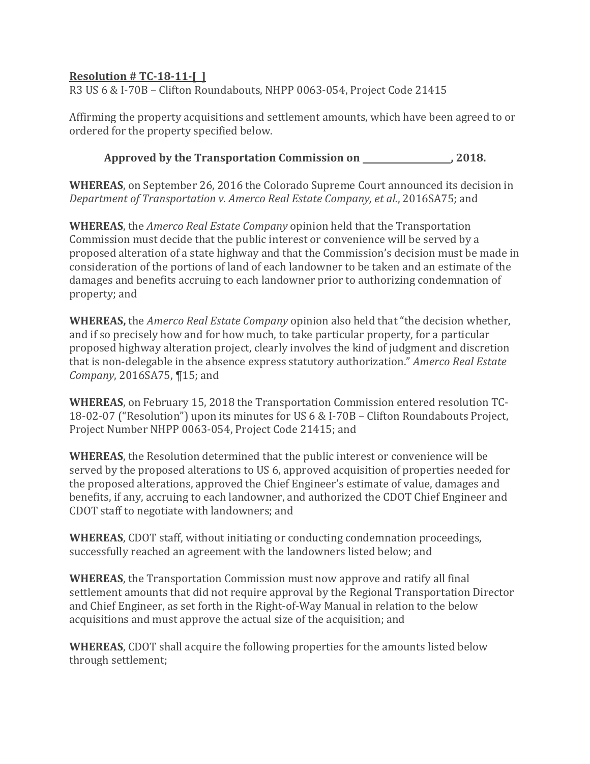**Resolution # TC-18-11-[ ]**

R3 US 6 & I-70B – Clifton Roundabouts, NHPP 0063-054, Project Code 21415

Affirming the property acquisitions and settlement amounts, which have been agreed to or ordered for the property specified below.

**Approved by the Transportation Commission on \_\_\_\_\_\_\_\_\_\_\_\_\_\_\_\_\_\_\_\_, 2018.**

**WHEREAS**, on September 26, 2016 the Colorado Supreme Court announced its decision in *Department of Transportation v. Amerco Real Estate Company, et al.*, 2016SA75; and

**WHEREAS**, the *Amerco Real Estate Company* opinion held that the Transportation Commission must decide that the public interest or convenience will be served by a proposed alteration of a state highway and that the Commission's decision must be made in consideration of the portions of land of each landowner to be taken and an estimate of the damages and benefits accruing to each landowner prior to authorizing condemnation of property; and

**WHEREAS,** the *Amerco Real Estate Company* opinion also held that "the decision whether, and if so precisely how and for how much, to take particular property, for a particular proposed highway alteration project, clearly involves the kind of judgment and discretion that is non-delegable in the absence express statutory authorization." *Amerco Real Estate Company*, 2016SA75, ¶15; and

**WHEREAS**, on February 15, 2018 the Transportation Commission entered resolution TC-18-02-07 ("Resolution") upon its minutes for US 6 & I-70B – Clifton Roundabouts Project, Project Number NHPP 0063-054, Project Code 21415; and

**WHEREAS**, the Resolution determined that the public interest or convenience will be served by the proposed alterations to US 6, approved acquisition of properties needed for the proposed alterations, approved the Chief Engineer's estimate of value, damages and benefits, if any, accruing to each landowner, and authorized the CDOT Chief Engineer and CDOT staff to negotiate with landowners; and

**WHEREAS**, CDOT staff, without initiating or conducting condemnation proceedings, successfully reached an agreement with the landowners listed below; and

**WHEREAS**, the Transportation Commission must now approve and ratify all final settlement amounts that did not require approval by the Regional Transportation Director and Chief Engineer, as set forth in the Right-of-Way Manual in relation to the below acquisitions and must approve the actual size of the acquisition; and

**WHEREAS**, CDOT shall acquire the following properties for the amounts listed below through settlement;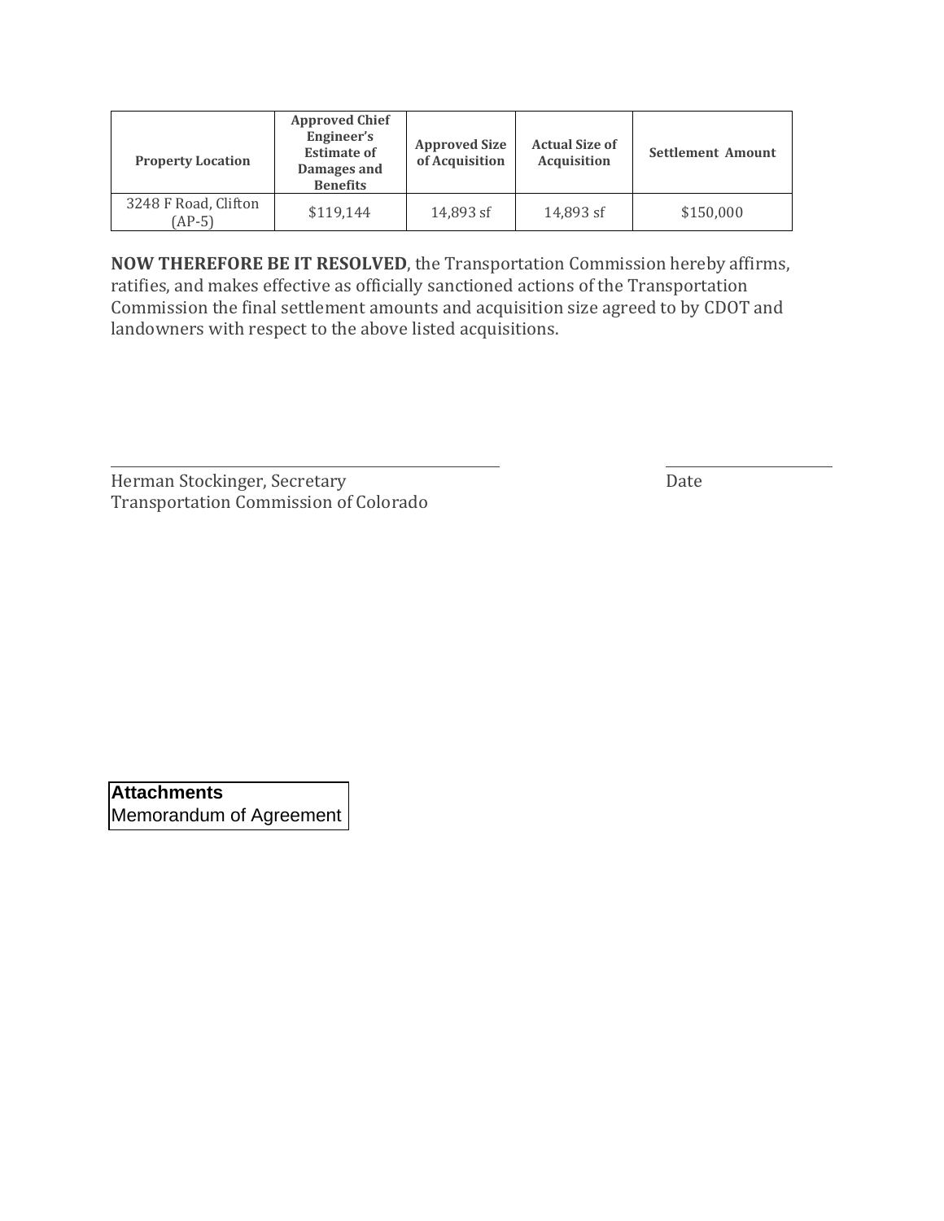| Property Location | Approved Chief Engineer's Estimate of Damages and Benefits | Approved Size of Acquisition | Actual Size of Acquisition | Settlement Amount |
|---|---|---|---|---|
| 3248 F Road, Clifton (AP-5) | $119,144 | 14,893 sf | 14,893 sf | $150,000 |

**NOW THEREFORE BE IT RESOLVED**, the Transportation Commission hereby affirms, ratifies, and makes effective as officially sanctioned actions of the Transportation Commission the final settlement amounts and acquisition size agreed to by CDOT and landowners with respect to the above listed acquisitions.

_______________________________________ ____________________

Herman Stockinger, Secretary Date
Transportation Commission of Colorado

**Attachments**
Memorandum of Agreement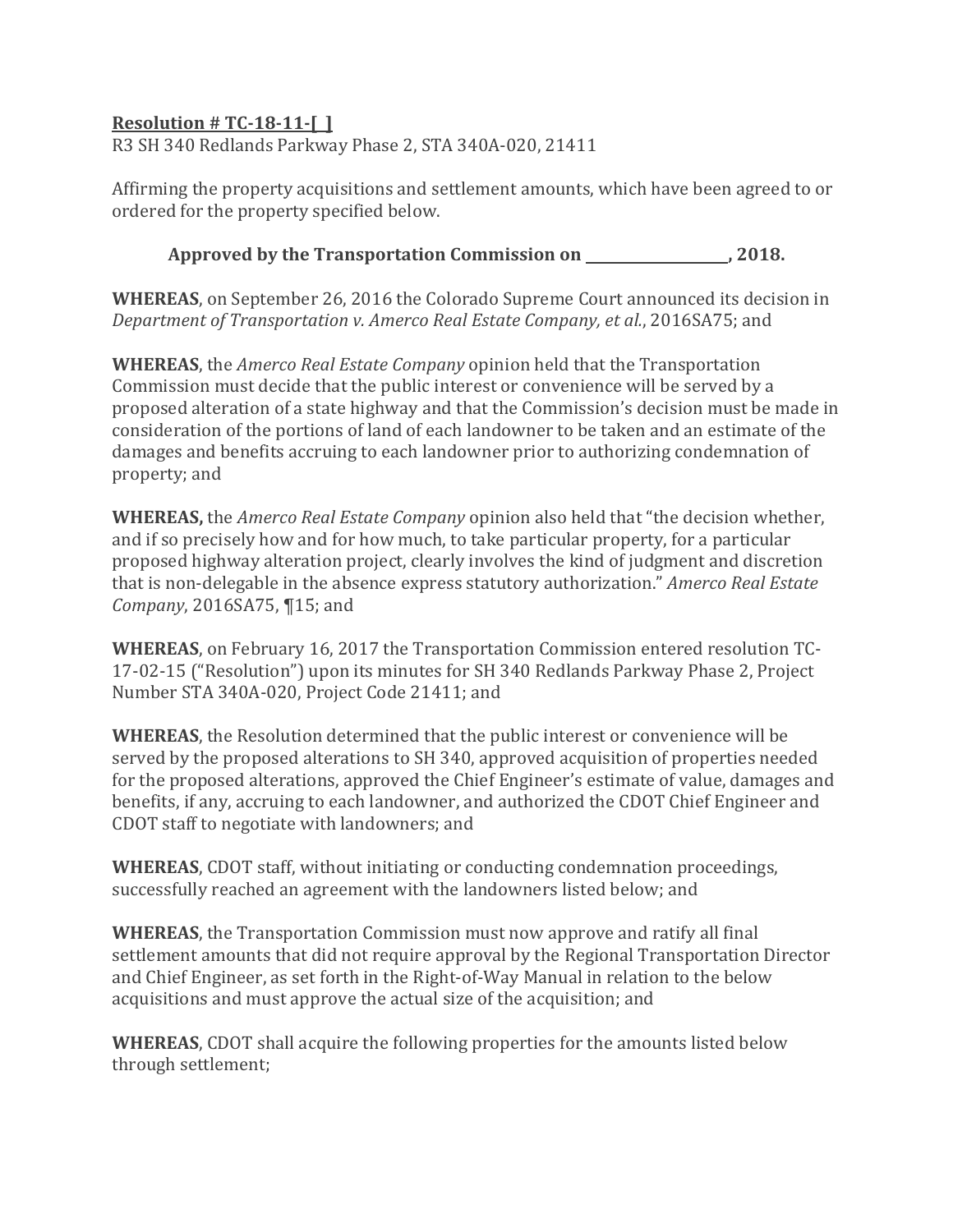**Resolution # TC-18-11-[ ]**

R3 SH 340 Redlands Parkway Phase 2, STA 340A-020, 21411

Affirming the property acquisitions and settlement amounts, which have been agreed to or ordered for the property specified below.

**Approved by the Transportation Commission on ____________________, 2018.**

**WHEREAS**, on September 26, 2016 the Colorado Supreme Court announced its decision in *Department of Transportation v. Amerco Real Estate Company, et al.*, 2016SA75; and

**WHEREAS**, the *Amerco Real Estate Company* opinion held that the Transportation Commission must decide that the public interest or convenience will be served by a proposed alteration of a state highway and that the Commission's decision must be made in consideration of the portions of land of each landowner to be taken and an estimate of the damages and benefits accruing to each landowner prior to authorizing condemnation of property; and

**WHEREAS,** the *Amerco Real Estate Company* opinion also held that "the decision whether, and if so precisely how and for how much, to take particular property, for a particular proposed highway alteration project, clearly involves the kind of judgment and discretion that is non-delegable in the absence express statutory authorization." *Amerco Real Estate Company*, 2016SA75, ¶15; and

**WHEREAS**, on February 16, 2017 the Transportation Commission entered resolution TC-17-02-15 ("Resolution") upon its minutes for SH 340 Redlands Parkway Phase 2, Project Number STA 340A-020, Project Code 21411; and

**WHEREAS**, the Resolution determined that the public interest or convenience will be served by the proposed alterations to SH 340, approved acquisition of properties needed for the proposed alterations, approved the Chief Engineer's estimate of value, damages and benefits, if any, accruing to each landowner, and authorized the CDOT Chief Engineer and CDOT staff to negotiate with landowners; and

**WHEREAS**, CDOT staff, without initiating or conducting condemnation proceedings, successfully reached an agreement with the landowners listed below; and

**WHEREAS**, the Transportation Commission must now approve and ratify all final settlement amounts that did not require approval by the Regional Transportation Director and Chief Engineer, as set forth in the Right-of-Way Manual in relation to the below acquisitions and must approve the actual size of the acquisition; and

**WHEREAS**, CDOT shall acquire the following properties for the amounts listed below through settlement;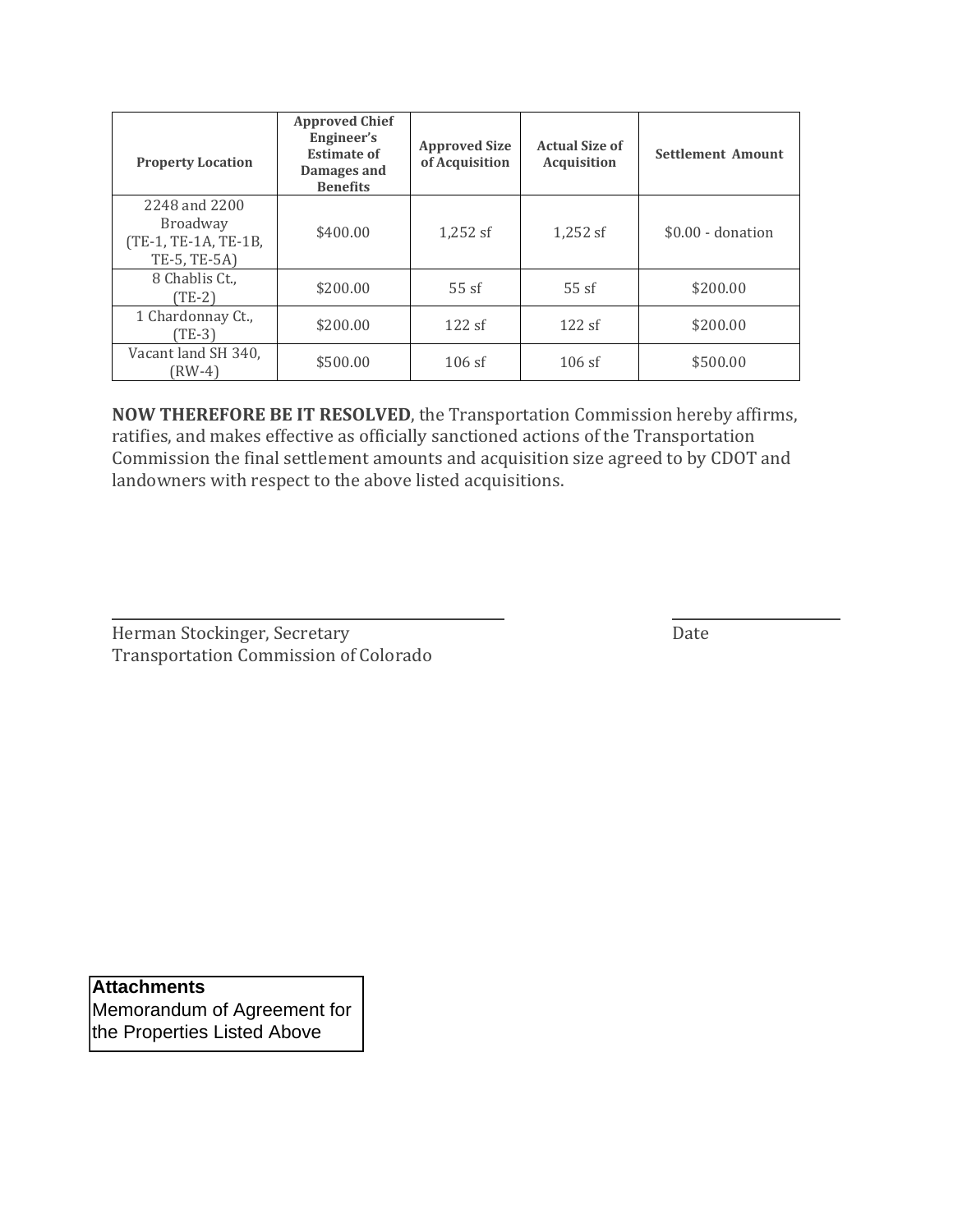| Property Location | Approved Chief Engineer's Estimate of Damages and Benefits | Approved Size of Acquisition | Actual Size of Acquisition | Settlement Amount |
|---|---|---|---|---|
| 2248 and 2200 Broadway (TE-1, TE-1A, TE-1B, TE-5, TE-5A) | $400.00 | 1,252 sf | 1,252 sf | $0.00 - donation |
| 8 Chablis Ct., (TE-2) | $200.00 | 55 sf | 55 sf | $200.00 |
| 1 Chardonnay Ct., (TE-3) | $200.00 | 122 sf | 122 sf | $200.00 |
| Vacant land SH 340, (RW-4) | $500.00 | 106 sf | 106 sf | $500.00 |

**NOW THEREFORE BE IT RESOLVED**, the Transportation Commission hereby affirms, ratifies, and makes effective as officially sanctioned actions of the Transportation Commission the final settlement amounts and acquisition size agreed to by CDOT and landowners with respect to the above listed acquisitions.

Herman Stockinger, Secretary
Transportation Commission of Colorado

Date

**Attachments**
Memorandum of Agreement for the Properties Listed Above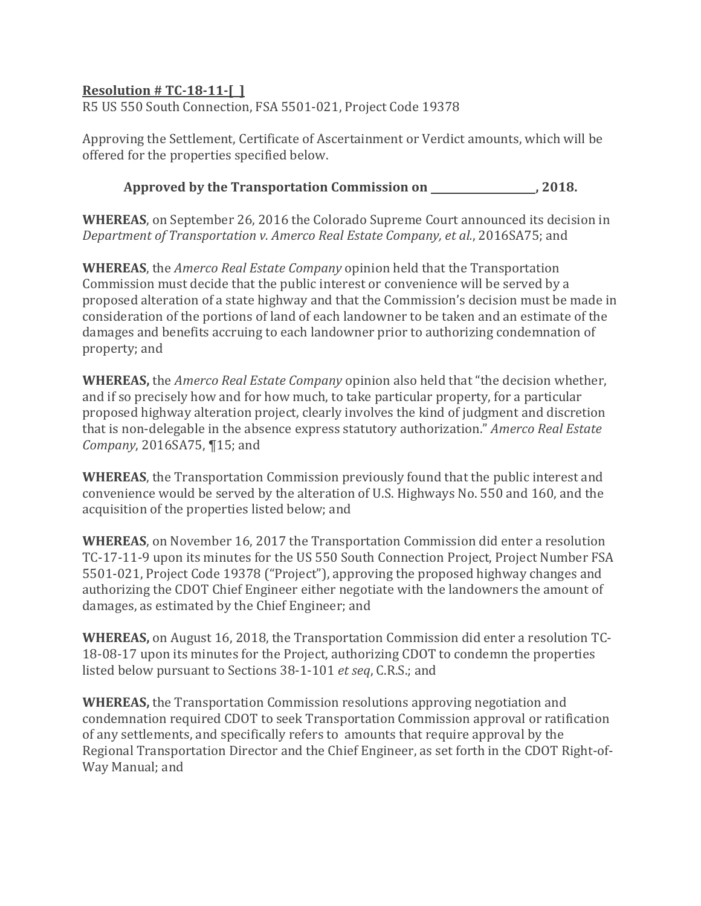**Resolution # TC-18-11-[ ]**

R5 US 550 South Connection, FSA 5501-021, Project Code 19378

Approving the Settlement, Certificate of Ascertainment or Verdict amounts, which will be offered for the properties specified below.

**Approved by the Transportation Commission on \_\_\_\_\_\_\_\_\_\_\_\_\_\_\_\_\_\_\_\_, 2018.**

**WHEREAS**, on September 26, 2016 the Colorado Supreme Court announced its decision in *Department of Transportation v. Amerco Real Estate Company, et al.*, 2016SA75; and

**WHEREAS**, the *Amerco Real Estate Company* opinion held that the Transportation Commission must decide that the public interest or convenience will be served by a proposed alteration of a state highway and that the Commission's decision must be made in consideration of the portions of land of each landowner to be taken and an estimate of the damages and benefits accruing to each landowner prior to authorizing condemnation of property; and

**WHEREAS,** the *Amerco Real Estate Company* opinion also held that "the decision whether, and if so precisely how and for how much, to take particular property, for a particular proposed highway alteration project, clearly involves the kind of judgment and discretion that is non-delegable in the absence express statutory authorization." *Amerco Real Estate Company*, 2016SA75, ¶15; and

**WHEREAS**, the Transportation Commission previously found that the public interest and convenience would be served by the alteration of U.S. Highways No. 550 and 160, and the acquisition of the properties listed below; and

**WHEREAS**, on November 16, 2017 the Transportation Commission did enter a resolution TC-17-11-9 upon its minutes for the US 550 South Connection Project, Project Number FSA 5501-021, Project Code 19378 ("Project"), approving the proposed highway changes and authorizing the CDOT Chief Engineer either negotiate with the landowners the amount of damages, as estimated by the Chief Engineer; and

**WHEREAS,** on August 16, 2018, the Transportation Commission did enter a resolution TC-18-08-17 upon its minutes for the Project, authorizing CDOT to condemn the properties listed below pursuant to Sections 38-1-101 *et seq*, C.R.S.; and

**WHEREAS,** the Transportation Commission resolutions approving negotiation and condemnation required CDOT to seek Transportation Commission approval or ratification of any settlements, and specifically refers to amounts that require approval by the Regional Transportation Director and the Chief Engineer, as set forth in the CDOT Right-of-Way Manual; and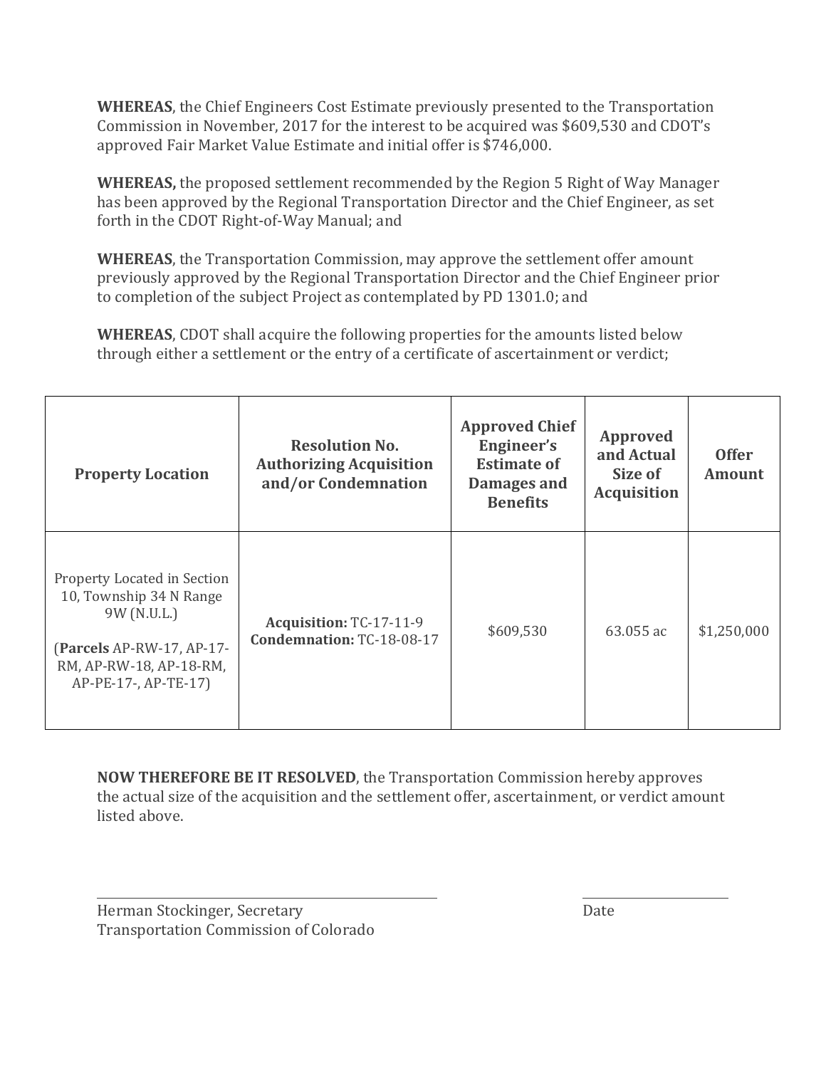**WHEREAS**, the Chief Engineers Cost Estimate previously presented to the Transportation Commission in November, 2017 for the interest to be acquired was $609,530 and CDOT's approved Fair Market Value Estimate and initial offer is $746,000.

**WHEREAS,** the proposed settlement recommended by the Region 5 Right of Way Manager has been approved by the Regional Transportation Director and the Chief Engineer, as set forth in the CDOT Right-of-Way Manual; and

**WHEREAS**, the Transportation Commission, may approve the settlement offer amount previously approved by the Regional Transportation Director and the Chief Engineer prior to completion of the subject Project as contemplated by PD 1301.0; and

**WHEREAS**, CDOT shall acquire the following properties for the amounts listed below through either a settlement or the entry of a certificate of ascertainment or verdict;

| Property Location | Resolution No. Authorizing Acquisition and/or Condemnation | Approved Chief Engineer's Estimate of Damages and Benefits | Approved and Actual Size of Acquisition | Offer Amount |
|---|---|---|---|---|
| Property Located in Section 10, Township 34 N Range 9W (N.U.L.) (**Parcels** AP-RW-17, AP-17-RM, AP-RW-18, AP-18-RM, AP-PE-17-, AP-TE-17) | **Acquisition:** TC-17-11-9 **Condemnation:** TC-18-08-17 | $609,530 | 63.055 ac | $1,250,000 |

**NOW THEREFORE BE IT RESOLVED**, the Transportation Commission hereby approves the actual size of the acquisition and the settlement offer, ascertainment, or verdict amount listed above.

______________________________ ______________
Herman Stockinger, Secretary Date
Transportation Commission of Colorado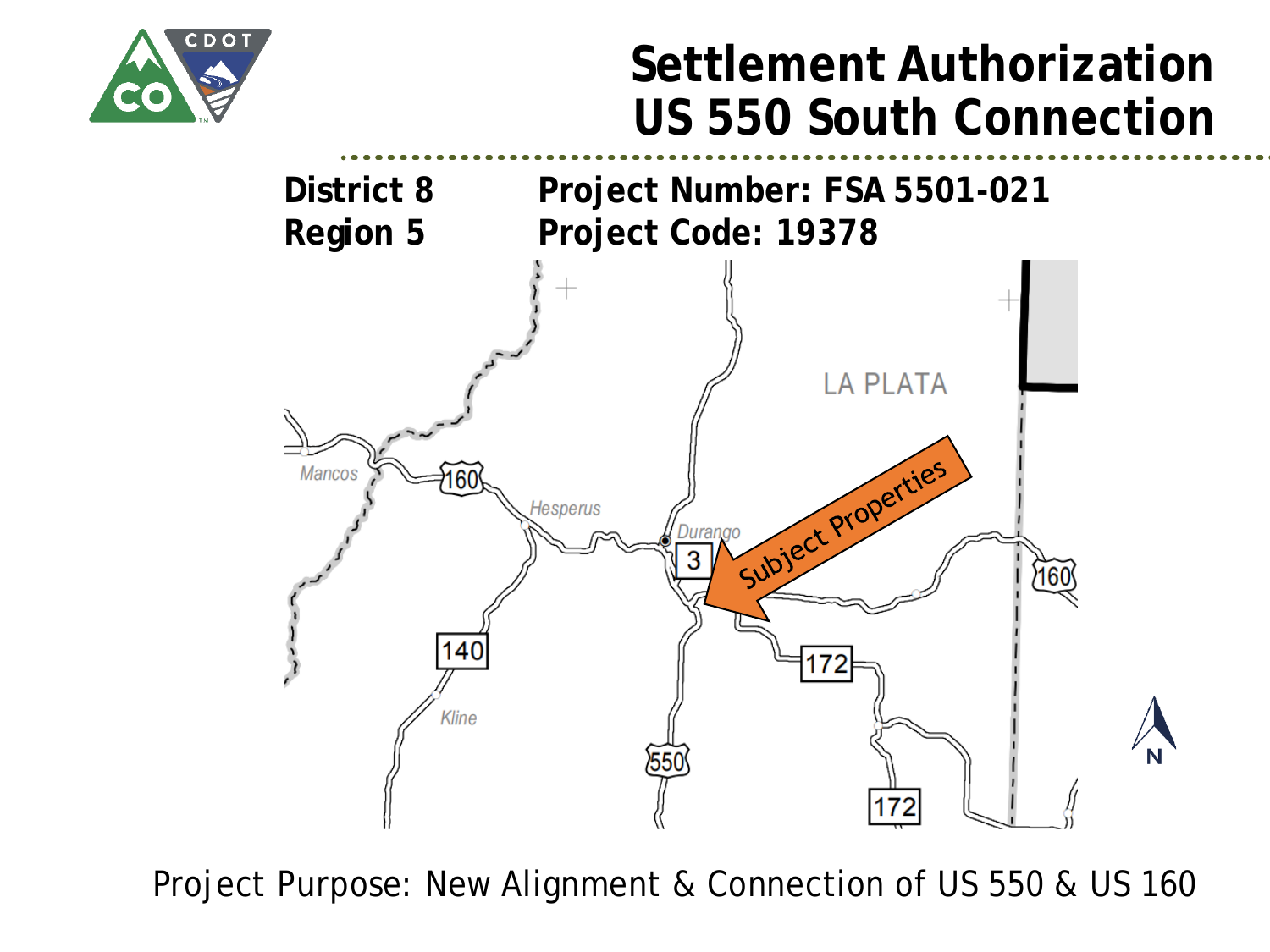# Settlement Authorization US 550 South Connection

**District 8** **Project Number: FSA 5501-021**

**Region 5** **Project Code: 19378**

Project Purpose: New Alignment & Connection of US 550 & US 160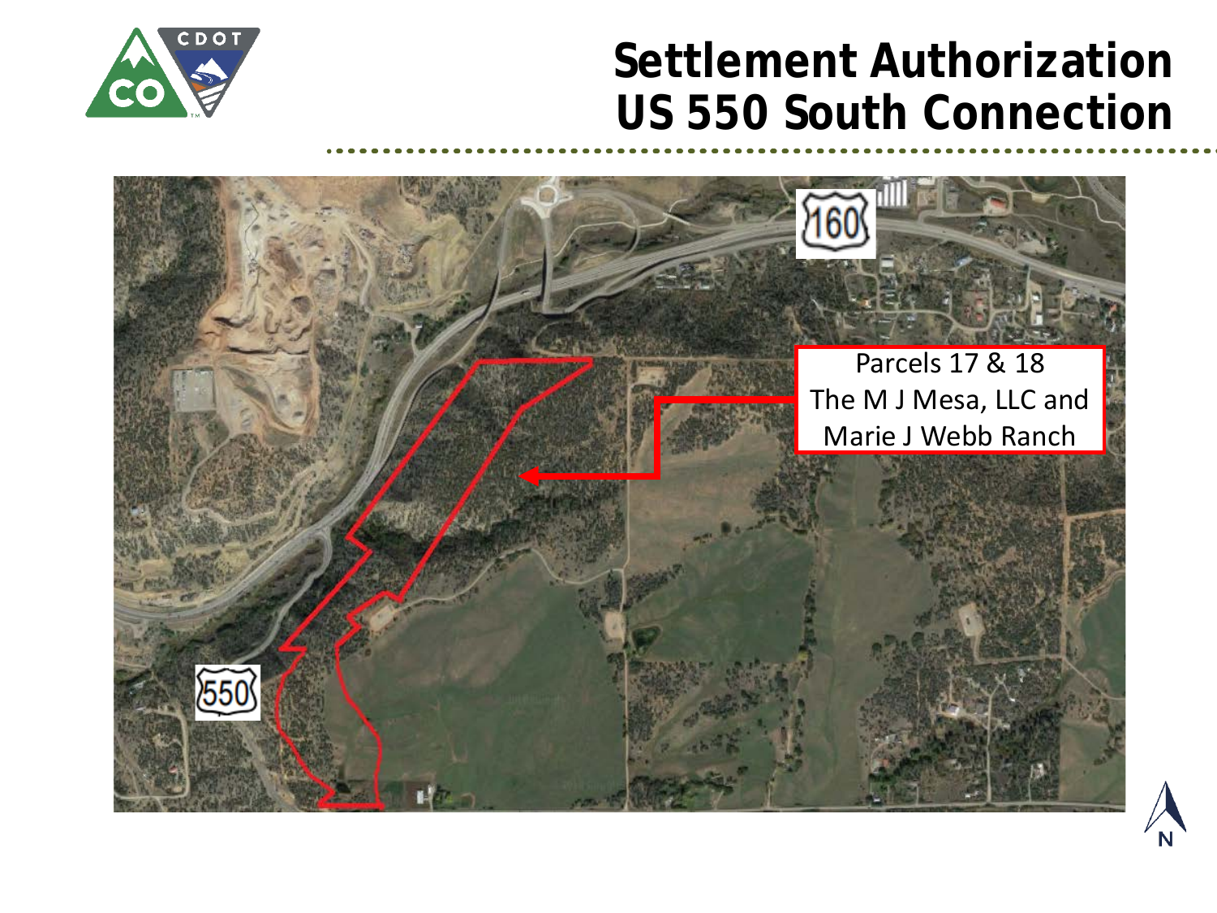# Settlement Authorization
# US 550 South Connection

Parcels 17 & 18
The M J Mesa, LLC and
Marie J Webb Ranch

160

550

N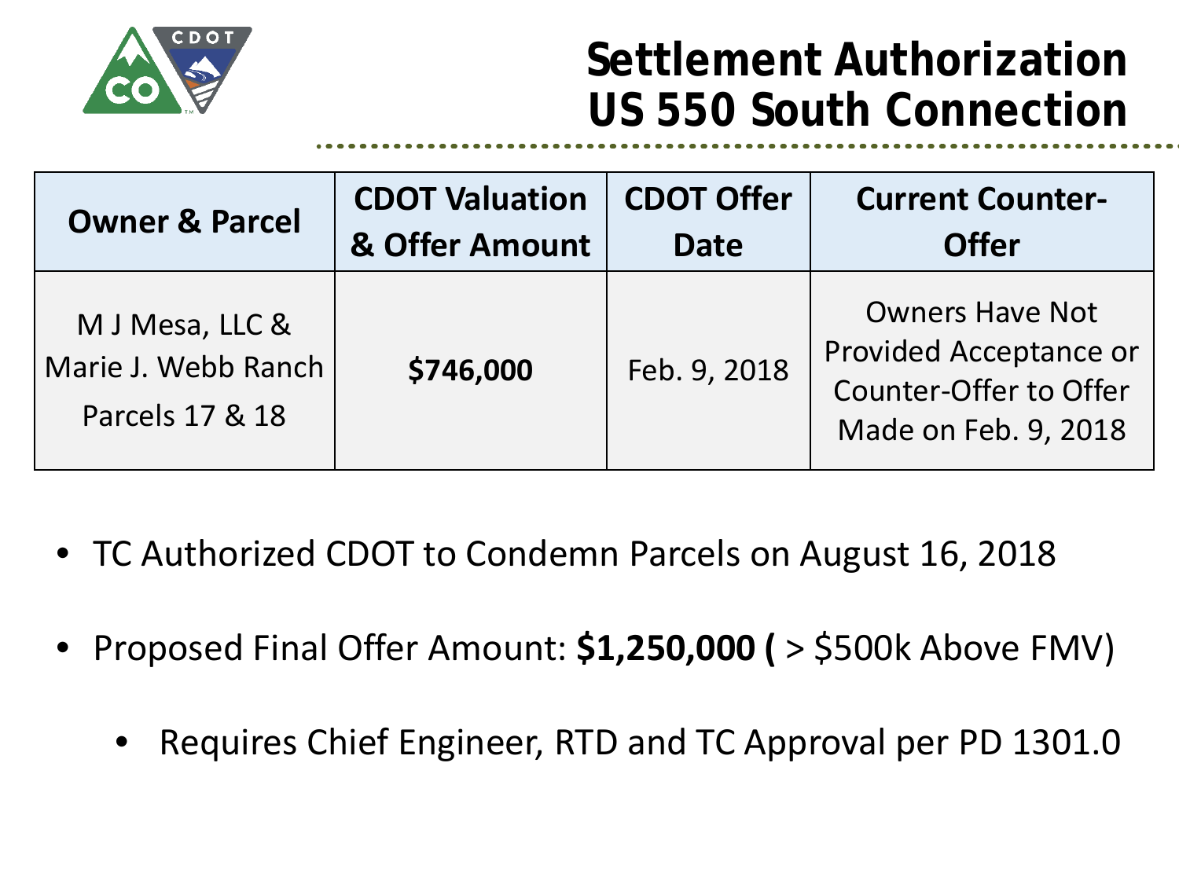# Settlement Authorization US 550 South Connection

| Owner & Parcel | CDOT Valuation & Offer Amount | CDOT Offer Date | Current Counter-Offer |
| --- | --- | --- | --- |
| M J Mesa, LLC & Marie J. Webb Ranch Parcels 17 & 18 | **$746,000** | Feb. 9, 2018 | Owners Have Not Provided Acceptance or Counter-Offer to Offer Made on Feb. 9, 2018 |

- TC Authorized CDOT to Condemn Parcels on August 16, 2018
- Proposed Final Offer Amount: **$1,250,000 (** > $500k Above FMV)
  - Requires Chief Engineer, RTD and TC Approval per PD 1301.0